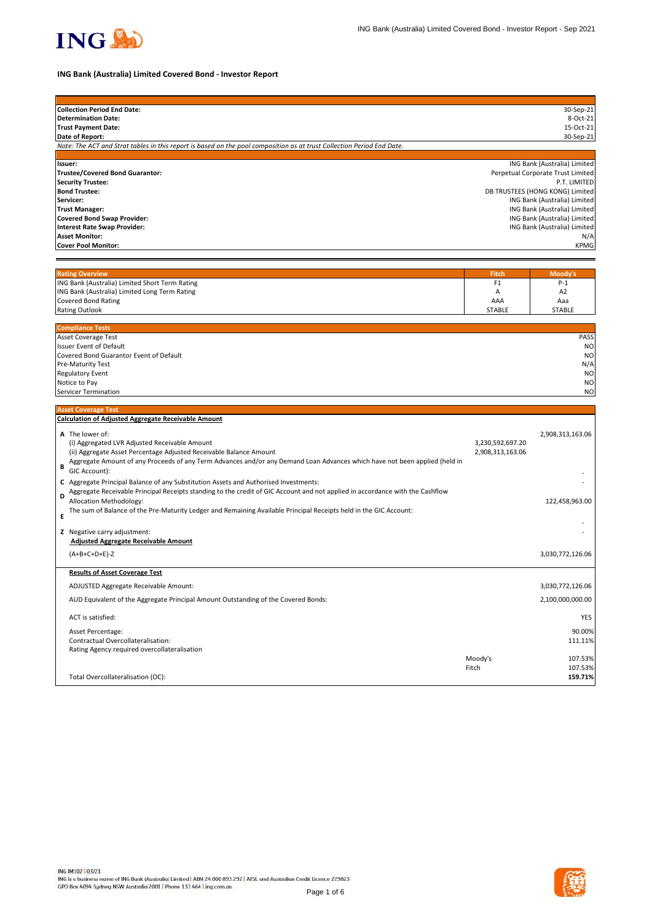# ING Bank (Australia) Limited Covered Bond - Investor Report

| | |
|---|---|
| **Collection Period End Date:** | 30-Sep-21 |
| **Determination Date:** | 8-Oct-21 |
| **Trust Payment Date:** | 15-Oct-21 |
| **Date of Report:** | 30-Sep-21 |

*Note: The ACT and Strat tables in this report is based on the pool composition as at trust Collection Period End Date.*

| | |
|---|---|
| **Issuer:** | ING Bank (Australia) Limited |
| **Trustee/Covered Bond Guarantor:** | Perpetual Corporate Trust Limited |
| **Security Trustee:** | P.T. LIMITED |
| **Bond Trustee:** | DB TRUSTEES (HONG KONG) Limited |
| **Servicer:** | ING Bank (Australia) Limited |
| **Trust Manager:** | ING Bank (Australia) Limited |
| **Covered Bond Swap Provider:** | ING Bank (Australia) Limited |
| **Interest Rate Swap Provider:** | ING Bank (Australia) Limited |
| **Asset Monitor:** | N/A |
| **Cover Pool Monitor:** | KPMG |

| Rating Overview | Fitch | Moody's |
|---|---|---|
| ING Bank (Australia) Limited Short Term Rating | F1 | P-1 |
| ING Bank (Australia) Limited Long Term Rating | A | A2 |
| Covered Bond Rating | AAA | Aaa |
| Rating Outlook | STABLE | STABLE |

| Compliance Tests | |
|---|---|
| Asset Coverage Test | PASS |
| Issuer Event of Default | NO |
| Covered Bond Guarantor Event of Default | NO |
| Pre-Maturity Test | N/A |
| Regulatory Event | NO |
| Notice to Pay | NO |
| Servicer Termination | NO |

## Asset Coverage Test

**Calculation of Adjusted Aggregate Receivable Amount**

| | | | |
|---|---|---|---|
| **A** | The lower of: | | 2,908,313,163.06 |
| | (i) Aggregated LVR Adjusted Receivable Amount | 3,230,592,697.20 | |
| | (ii) Aggregate Asset Percentage Adjusted Receivable Balance Amount | 2,908,313,163.06 | |
| **B** | Aggregate Amount of any Proceeds of any Term Advances and/or any Demand Loan Advances which have not been applied (held in GIC Account): | | - |
| **C** | Aggregate Principal Balance of any Substitution Assets and Authorised Investments: | | - |
| **D** | Aggregate Receivable Principal Receipts standing to the credit of GIC Account and not applied in accordance with the Cashflow Allocation Methodology: | | 122,458,963.00 |
| **E** | The sum of Balance of the Pre-Maturity Ledger and Remaining Available Principal Receipts held in the GIC Account: | | - |
| **Z** | Negative carry adjustment: | | - |
| | **Adjusted Aggregate Receivable Amount** | | |
| | (A+B+C+D+E)-Z | | 3,030,772,126.06 |

**Results of Asset Coverage Test**

| | | |
|---|---|---|
| ADJUSTED Aggregate Receivable Amount: | | 3,030,772,126.06 |
| AUD Equivalent of the Aggregate Principal Amount Outstanding of the Covered Bonds: | | 2,100,000,000.00 |
| ACT is satisfied: | | YES |
| Asset Percentage: | | 90.00% |
| Contractual Overcollateralisation: | | 111.11% |
| Rating Agency required overcollateralisation | | |
| | Moody's | 107.53% |
| | Fitch | 107.53% |
| Total Overcollateralisation (OC): | | **159.71%** |

ING IM102 | 03/21
ING is a business name of ING Bank (Australia) Limited | ABN 24 000 893 292 | AFSL and Australian Credit Licence 229823
GPO Box 4094 Sydney NSW Australia 2001 | Phone 133 464 | ing.com.au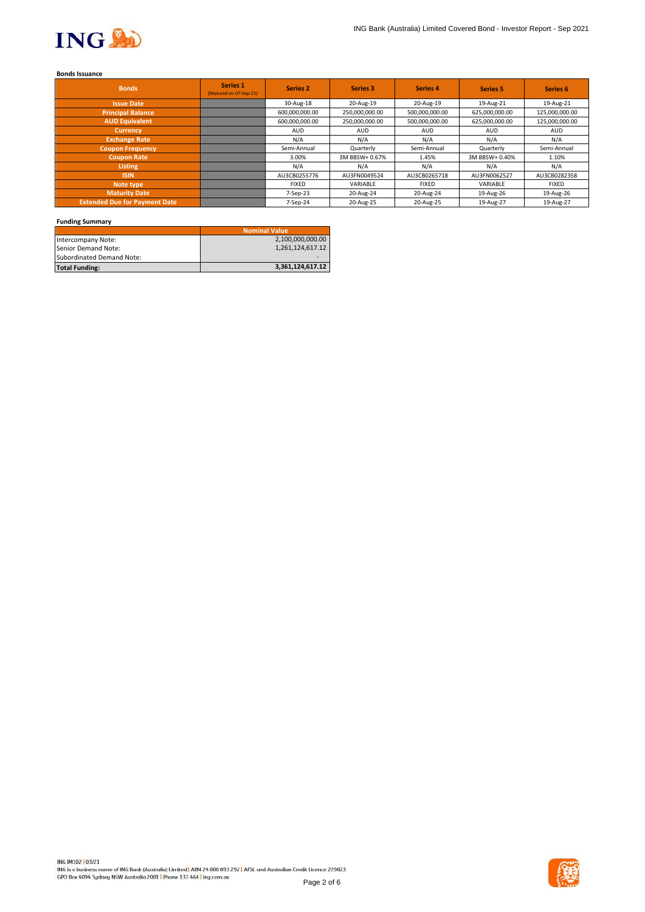**Bonds Issuance**

| Bonds | Series 1 (Matured on 07-Sep-21) | Series 2 | Series 3 | Series 4 | Series 5 | Series 6 |
|---|---|---|---|---|---|---|
| Issue Date | | 30-Aug-18 | 20-Aug-19 | 20-Aug-19 | 19-Aug-21 | 19-Aug-21 |
| Principal Balance | | 600,000,000.00 | 250,000,000.00 | 500,000,000.00 | 625,000,000.00 | 125,000,000.00 |
| AUD Equivalent | | 600,000,000.00 | 250,000,000.00 | 500,000,000.00 | 625,000,000.00 | 125,000,000.00 |
| Currency | | AUD | AUD | AUD | AUD | AUD |
| Exchange Rate | | N/A | N/A | N/A | N/A | N/A |
| Coupon Frequency | | Semi-Annual | Quarterly | Semi-Annual | Quarterly | Semi-Annual |
| Coupon Rate | | 3.00% | 3M BBSW+ 0.67% | 1.45% | 3M BBSW+ 0.40% | 1.10% |
| Listing | | N/A | N/A | N/A | N/A | N/A |
| ISIN | | AU3CB0255776 | AU3FN0049524 | AU3CB0265718 | AU3FN0062527 | AU3CB0282358 |
| Note type | | FIXED | VARIABLE | FIXED | VARIABLE | FIXED |
| Maturity Date | | 7-Sep-23 | 20-Aug-24 | 20-Aug-24 | 19-Aug-26 | 19-Aug-26 |
| Extended Due for Payment Date | | 7-Sep-24 | 20-Aug-25 | 20-Aug-25 | 19-Aug-27 | 19-Aug-27 |

**Funding Summary**

| | Nominal Value |
|---|---|
| Intercompany Note: | 2,100,000,000.00 |
| Senior Demand Note: | 1,261,124,617.12 |
| Subordinated Demand Note: | - |
| **Total Funding:** | **3,361,124,617.12** |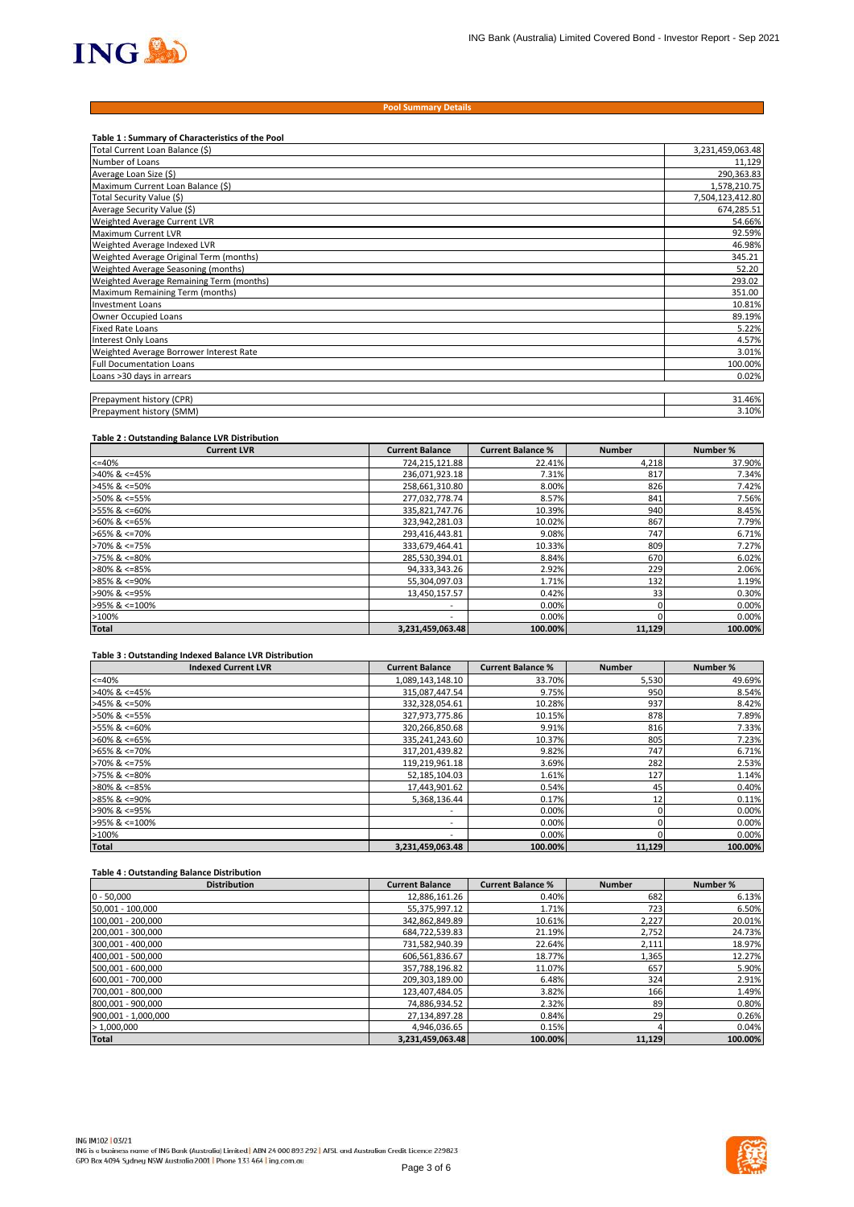## Pool Summary Details

### Table 1 : Summary of Characteristics of the Pool

| | |
|---|---|
| Total Current Loan Balance ($) | 3,231,459,063.48 |
| Number of Loans | 11,129 |
| Average Loan Size ($) | 290,363.83 |
| Maximum Current Loan Balance ($) | 1,578,210.75 |
| Total Security Value ($) | 7,504,123,412.80 |
| Average Security Value ($) | 674,285.51 |
| Weighted Average Current LVR | 54.66% |
| Maximum Current LVR | 92.59% |
| Weighted Average Indexed LVR | 46.98% |
| Weighted Average Original Term (months) | 345.21 |
| Weighted Average Seasoning (months) | 52.20 |
| Weighted Average Remaining Term (months) | 293.02 |
| Maximum Remaining Term (months) | 351.00 |
| Investment Loans | 10.81% |
| Owner Occupied Loans | 89.19% |
| Fixed Rate Loans | 5.22% |
| Interest Only Loans | 4.57% |
| Weighted Average Borrower Interest Rate | 3.01% |
| Full Documentation Loans | 100.00% |
| Loans >30 days in arrears | 0.02% |
| | |
| Prepayment history (CPR) | 31.46% |
| Prepayment history (SMM) | 3.10% |

### Table 2 : Outstanding Balance LVR Distribution

| Current LVR | Current Balance | Current Balance % | Number | Number % |
|---|---|---|---|---|
| <=40% | 724,215,121.88 | 22.41% | 4,218 | 37.90% |
| >40% & <=45% | 236,071,923.18 | 7.31% | 817 | 7.34% |
| >45% & <=50% | 258,661,310.80 | 8.00% | 826 | 7.42% |
| >50% & <=55% | 277,032,778.74 | 8.57% | 841 | 7.56% |
| >55% & <=60% | 335,821,747.76 | 10.39% | 940 | 8.45% |
| >60% & <=65% | 323,942,281.03 | 10.02% | 867 | 7.79% |
| >65% & <=70% | 293,416,443.81 | 9.08% | 747 | 6.71% |
| >70% & <=75% | 333,679,464.41 | 10.33% | 809 | 7.27% |
| >75% & <=80% | 285,530,394.01 | 8.84% | 670 | 6.02% |
| >80% & <=85% | 94,333,343.26 | 2.92% | 229 | 2.06% |
| >85% & <=90% | 55,304,097.03 | 1.71% | 132 | 1.19% |
| >90% & <=95% | 13,450,157.57 | 0.42% | 33 | 0.30% |
| >95% & <=100% | - | 0.00% | 0 | 0.00% |
| >100% | - | 0.00% | 0 | 0.00% |
| **Total** | **3,231,459,063.48** | **100.00%** | **11,129** | **100.00%** |

### Table 3 : Outstanding Indexed Balance LVR Distribution

| Indexed Current LVR | Current Balance | Current Balance % | Number | Number % |
|---|---|---|---|---|
| <=40% | 1,089,143,148.10 | 33.70% | 5,530 | 49.69% |
| >40% & <=45% | 315,087,447.54 | 9.75% | 950 | 8.54% |
| >45% & <=50% | 332,328,054.61 | 10.28% | 937 | 8.42% |
| >50% & <=55% | 327,973,775.86 | 10.15% | 878 | 7.89% |
| >55% & <=60% | 320,266,850.68 | 9.91% | 816 | 7.33% |
| >60% & <=65% | 335,241,243.60 | 10.37% | 805 | 7.23% |
| >65% & <=70% | 317,201,439.82 | 9.82% | 747 | 6.71% |
| >70% & <=75% | 119,219,961.18 | 3.69% | 282 | 2.53% |
| >75% & <=80% | 52,185,104.03 | 1.61% | 127 | 1.14% |
| >80% & <=85% | 17,443,901.62 | 0.54% | 45 | 0.40% |
| >85% & <=90% | 5,368,136.44 | 0.17% | 12 | 0.11% |
| >90% & <=95% | - | 0.00% | 0 | 0.00% |
| >95% & <=100% | - | 0.00% | 0 | 0.00% |
| >100% | - | 0.00% | 0 | 0.00% |
| **Total** | **3,231,459,063.48** | **100.00%** | **11,129** | **100.00%** |

### Table 4 : Outstanding Balance Distribution

| Distribution | Current Balance | Current Balance % | Number | Number % |
|---|---|---|---|---|
| 0 - 50,000 | 12,886,161.26 | 0.40% | 682 | 6.13% |
| 50,001 - 100,000 | 55,375,997.12 | 1.71% | 723 | 6.50% |
| 100,001 - 200,000 | 342,862,849.89 | 10.61% | 2,227 | 20.01% |
| 200,001 - 300,000 | 684,722,539.83 | 21.19% | 2,752 | 24.73% |
| 300,001 - 400,000 | 731,582,940.39 | 22.64% | 2,111 | 18.97% |
| 400,001 - 500,000 | 606,561,836.67 | 18.77% | 1,365 | 12.27% |
| 500,001 - 600,000 | 357,788,196.82 | 11.07% | 657 | 5.90% |
| 600,001 - 700,000 | 209,303,189.00 | 6.48% | 324 | 2.91% |
| 700,001 - 800,000 | 123,407,484.05 | 3.82% | 166 | 1.49% |
| 800,001 - 900,000 | 74,886,934.52 | 2.32% | 89 | 0.80% |
| 900,001 - 1,000,000 | 27,134,897.28 | 0.84% | 29 | 0.26% |
| > 1,000,000 | 4,946,036.65 | 0.15% | 4 | 0.04% |
| **Total** | **3,231,459,063.48** | **100.00%** | **11,129** | **100.00%** |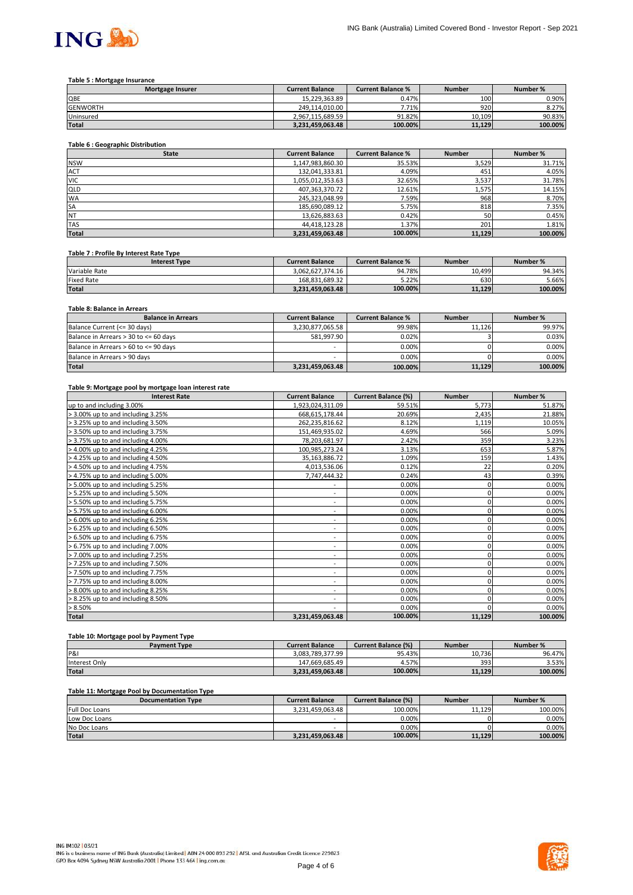**Table 5 : Mortgage Insurance**

| Mortgage Insurer | Current Balance | Current Balance % | Number | Number % |
|---|---|---|---|---|
| QBE | 15,229,363.89 | 0.47% | 100 | 0.90% |
| GENWORTH | 249,114,010.00 | 7.71% | 920 | 8.27% |
| Uninsured | 2,967,115,689.59 | 91.82% | 10,109 | 90.83% |
| **Total** | **3,231,459,063.48** | **100.00%** | **11,129** | **100.00%** |

**Table 6 : Geographic Distribution**

| State | Current Balance | Current Balance % | Number | Number % |
|---|---|---|---|---|
| NSW | 1,147,983,860.30 | 35.53% | 3,529 | 31.71% |
| ACT | 132,041,333.81 | 4.09% | 451 | 4.05% |
| VIC | 1,055,012,353.63 | 32.65% | 3,537 | 31.78% |
| QLD | 407,363,370.72 | 12.61% | 1,575 | 14.15% |
| WA | 245,323,048.99 | 7.59% | 968 | 8.70% |
| SA | 185,690,089.12 | 5.75% | 818 | 7.35% |
| NT | 13,626,883.63 | 0.42% | 50 | 0.45% |
| TAS | 44,418,123.28 | 1.37% | 201 | 1.81% |
| **Total** | **3,231,459,063.48** | **100.00%** | **11,129** | **100.00%** |

**Table 7 : Profile By Interest Rate Type**

| Interest Type | Current Balance | Current Balance % | Number | Number % |
|---|---|---|---|---|
| Variable Rate | 3,062,627,374.16 | 94.78% | 10,499 | 94.34% |
| Fixed Rate | 168,831,689.32 | 5.22% | 630 | 5.66% |
| **Total** | **3,231,459,063.48** | **100.00%** | **11,129** | **100.00%** |

**Table 8: Balance in Arrears**

| Balance in Arrears | Current Balance | Current Balance % | Number | Number % |
|---|---|---|---|---|
| Balance Current (<= 30 days) | 3,230,877,065.58 | 99.98% | 11,126 | 99.97% |
| Balance in Arrears > 30 to <= 60 days | 581,997.90 | 0.02% | 3 | 0.03% |
| Balance in Arrears > 60 to <= 90 days | - | 0.00% | 0 | 0.00% |
| Balance in Arrears > 90 days | - | 0.00% | 0 | 0.00% |
| **Total** | **3,231,459,063.48** | **100.00%** | **11,129** | **100.00%** |

**Table 9: Mortgage pool by mortgage loan interest rate**

| Interest Rate | Current Balance | Current Balance (%) | Number | Number % |
|---|---|---|---|---|
| up to and including 3.00% | 1,923,024,311.09 | 59.51% | 5,773 | 51.87% |
| > 3.00% up to and including 3.25% | 668,615,178.44 | 20.69% | 2,435 | 21.88% |
| > 3.25% up to and including 3.50% | 262,235,816.62 | 8.12% | 1,119 | 10.05% |
| > 3.50% up to and including 3.75% | 151,469,935.02 | 4.69% | 566 | 5.09% |
| > 3.75% up to and including 4.00% | 78,203,681.97 | 2.42% | 359 | 3.23% |
| > 4.00% up to and including 4.25% | 100,985,273.24 | 3.13% | 653 | 5.87% |
| > 4.25% up to and including 4.50% | 35,163,886.72 | 1.09% | 159 | 1.43% |
| > 4.50% up to and including 4.75% | 4,013,536.06 | 0.12% | 22 | 0.20% |
| > 4.75% up to and including 5.00% | 7,747,444.32 | 0.24% | 43 | 0.39% |
| > 5.00% up to and including 5.25% | - | 0.00% | 0 | 0.00% |
| > 5.25% up to and including 5.50% | - | 0.00% | 0 | 0.00% |
| > 5.50% up to and including 5.75% | - | 0.00% | 0 | 0.00% |
| > 5.75% up to and including 6.00% | - | 0.00% | 0 | 0.00% |
| > 6.00% up to and including 6.25% | - | 0.00% | 0 | 0.00% |
| > 6.25% up to and including 6.50% | - | 0.00% | 0 | 0.00% |
| > 6.50% up to and including 6.75% | - | 0.00% | 0 | 0.00% |
| > 6.75% up to and including 7.00% | - | 0.00% | 0 | 0.00% |
| > 7.00% up to and including 7.25% | - | 0.00% | 0 | 0.00% |
| > 7.25% up to and including 7.50% | - | 0.00% | 0 | 0.00% |
| > 7.50% up to and including 7.75% | - | 0.00% | 0 | 0.00% |
| > 7.75% up to and including 8.00% | - | 0.00% | 0 | 0.00% |
| > 8.00% up to and including 8.25% | - | 0.00% | 0 | 0.00% |
| > 8.25% up to and including 8.50% | - | 0.00% | 0 | 0.00% |
| > 8.50% | - | 0.00% | 0 | 0.00% |
| **Total** | **3,231,459,063.48** | **100.00%** | **11,129** | **100.00%** |

**Table 10: Mortgage pool by Payment Type**

| Payment Type | Current Balance | Current Balance (%) | Number | Number % |
|---|---|---|---|---|
| P&I | 3,083,789,377.99 | 95.43% | 10,736 | 96.47% |
| Interest Only | 147,669,685.49 | 4.57% | 393 | 3.53% |
| **Total** | **3,231,459,063.48** | **100.00%** | **11,129** | **100.00%** |

**Table 11: Mortgage Pool by Documentation Type**

| Documentation Type | Current Balance | Current Balance (%) | Number | Number % |
|---|---|---|---|---|
| Full Doc Loans | 3,231,459,063.48 | 100.00% | 11,129 | 100.00% |
| Low Doc Loans | - | 0.00% | 0 | 0.00% |
| No Doc Loans | - | 0.00% | 0 | 0.00% |
| **Total** | **3,231,459,063.48** | **100.00%** | **11,129** | **100.00%** |

ING IM102 | 03/21
ING is a business name of ING Bank (Australia) Limited | ABN 24 000 893 292 | AFSL and Australian Credit Licence 229823
GPO Box 4094 Sydney NSW Australia 2001 | Phone 133 464 | ing.com.au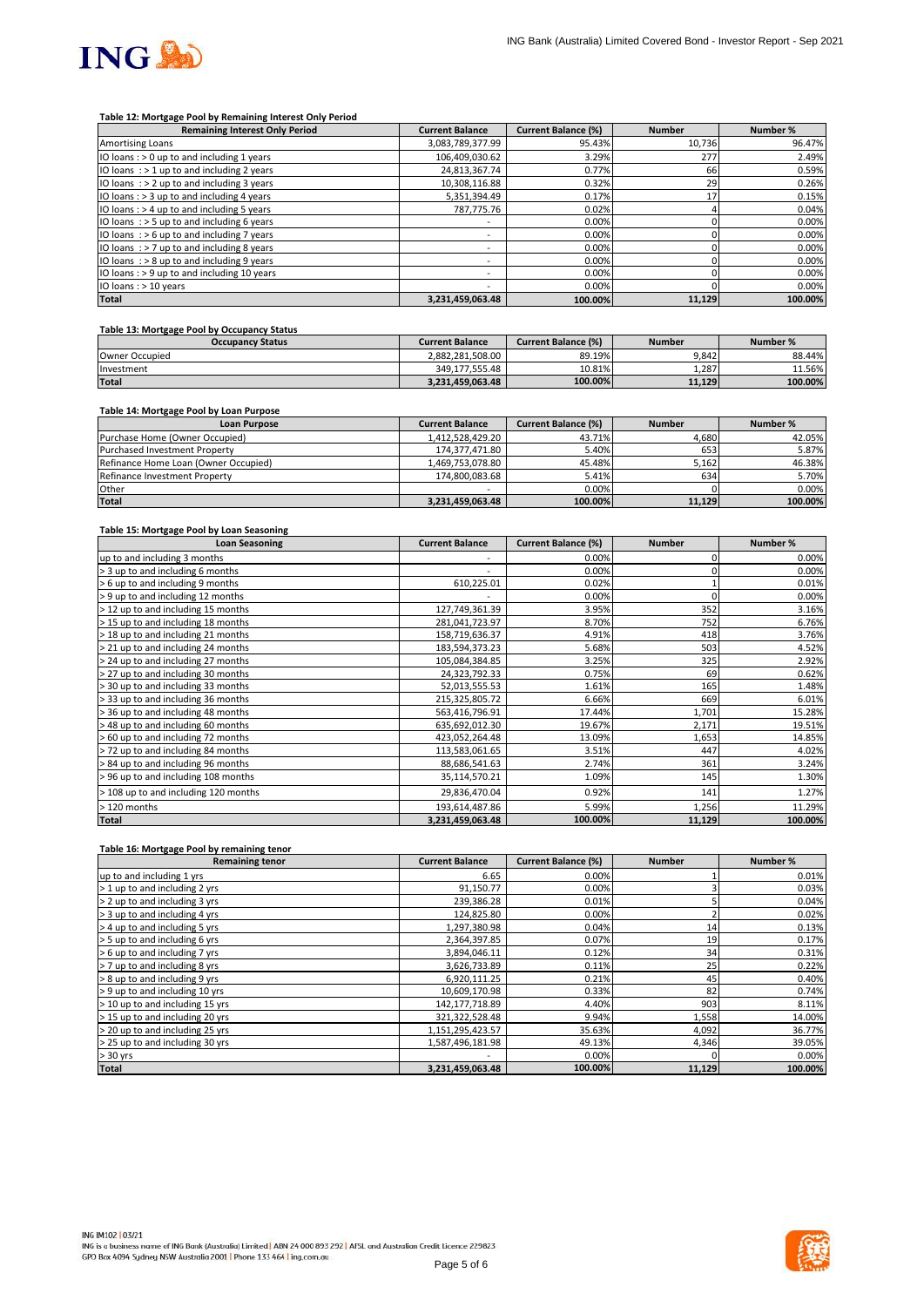#### Table 12: Mortgage Pool by Remaining Interest Only Period

| Remaining Interest Only Period | Current Balance | Current Balance (%) | Number | Number % |
|---|---|---|---|---|
| Amortising Loans | 3,083,789,377.99 | 95.43% | 10,736 | 96.47% |
| IO loans : > 0 up to and including 1 years | 106,409,030.62 | 3.29% | 277 | 2.49% |
| IO loans : > 1 up to and including 2 years | 24,813,367.74 | 0.77% | 66 | 0.59% |
| IO loans : > 2 up to and including 3 years | 10,308,116.88 | 0.32% | 29 | 0.26% |
| IO loans : > 3 up to and including 4 years | 5,351,394.49 | 0.17% | 17 | 0.15% |
| IO loans : > 4 up to and including 5 years | 787,775.76 | 0.02% | 4 | 0.04% |
| IO loans : > 5 up to and including 6 years | - | 0.00% | 0 | 0.00% |
| IO loans : > 6 up to and including 7 years | - | 0.00% | 0 | 0.00% |
| IO loans : > 7 up to and including 8 years | - | 0.00% | 0 | 0.00% |
| IO loans : > 8 up to and including 9 years | - | 0.00% | 0 | 0.00% |
| IO loans : > 9 up to and including 10 years | - | 0.00% | 0 | 0.00% |
| IO loans : > 10 years | - | 0.00% | 0 | 0.00% |
| **Total** | **3,231,459,063.48** | **100.00%** | **11,129** | **100.00%** |

#### Table 13: Mortgage Pool by Occupancy Status

| Occupancy Status | Current Balance | Current Balance (%) | Number | Number % |
|---|---|---|---|---|
| Owner Occupied | 2,882,281,508.00 | 89.19% | 9,842 | 88.44% |
| Investment | 349,177,555.48 | 10.81% | 1,287 | 11.56% |
| **Total** | **3,231,459,063.48** | **100.00%** | **11,129** | **100.00%** |

#### Table 14: Mortgage Pool by Loan Purpose

| Loan Purpose | Current Balance | Current Balance (%) | Number | Number % |
|---|---|---|---|---|
| Purchase Home (Owner Occupied) | 1,412,528,429.20 | 43.71% | 4,680 | 42.05% |
| Purchased Investment Property | 174,377,471.80 | 5.40% | 653 | 5.87% |
| Refinance Home Loan (Owner Occupied) | 1,469,753,078.80 | 45.48% | 5,162 | 46.38% |
| Refinance Investment Property | 174,800,083.68 | 5.41% | 634 | 5.70% |
| Other | - | 0.00% | 0 | 0.00% |
| **Total** | **3,231,459,063.48** | **100.00%** | **11,129** | **100.00%** |

#### Table 15: Mortgage Pool by Loan Seasoning

| Loan Seasoning | Current Balance | Current Balance (%) | Number | Number % |
|---|---|---|---|---|
| up to and including 3 months | - | 0.00% | 0 | 0.00% |
| > 3 up to and including 6 months | - | 0.00% | 0 | 0.00% |
| > 6 up to and including 9 months | 610,225.01 | 0.02% | 1 | 0.01% |
| > 9 up to and including 12 months | - | 0.00% | 0 | 0.00% |
| > 12 up to and including 15 months | 127,749,361.39 | 3.95% | 352 | 3.16% |
| > 15 up to and including 18 months | 281,041,723.97 | 8.70% | 752 | 6.76% |
| > 18 up to and including 21 months | 158,719,636.37 | 4.91% | 418 | 3.76% |
| > 21 up to and including 24 months | 183,594,373.23 | 5.68% | 503 | 4.52% |
| > 24 up to and including 27 months | 105,084,384.85 | 3.25% | 325 | 2.92% |
| > 27 up to and including 30 months | 24,323,792.33 | 0.75% | 69 | 0.62% |
| > 30 up to and including 33 months | 52,013,555.53 | 1.61% | 165 | 1.48% |
| > 33 up to and including 36 months | 215,325,805.72 | 6.66% | 669 | 6.01% |
| > 36 up to and including 48 months | 563,416,796.91 | 17.44% | 1,701 | 15.28% |
| > 48 up to and including 60 months | 635,692,012.30 | 19.67% | 2,171 | 19.51% |
| > 60 up to and including 72 months | 423,052,264.48 | 13.09% | 1,653 | 14.85% |
| > 72 up to and including 84 months | 113,583,061.65 | 3.51% | 447 | 4.02% |
| > 84 up to and including 96 months | 88,686,541.63 | 2.74% | 361 | 3.24% |
| > 96 up to and including 108 months | 35,114,570.21 | 1.09% | 145 | 1.30% |
| > 108 up to and including 120 months | 29,836,470.04 | 0.92% | 141 | 1.27% |
| > 120 months | 193,614,487.86 | 5.99% | 1,256 | 11.29% |
| **Total** | **3,231,459,063.48** | **100.00%** | **11,129** | **100.00%** |

#### Table 16: Mortgage Pool by remaining tenor

| Remaining tenor | Current Balance | Current Balance (%) | Number | Number % |
|---|---|---|---|---|
| up to and including 1 yrs | 6.65 | 0.00% | 1 | 0.01% |
| > 1 up to and including 2 yrs | 91,150.77 | 0.00% | 3 | 0.03% |
| > 2 up to and including 3 yrs | 239,386.28 | 0.01% | 5 | 0.04% |
| > 3 up to and including 4 yrs | 124,825.80 | 0.00% | 2 | 0.02% |
| > 4 up to and including 5 yrs | 1,297,380.98 | 0.04% | 14 | 0.13% |
| > 5 up to and including 6 yrs | 2,364,397.85 | 0.07% | 19 | 0.17% |
| > 6 up to and including 7 yrs | 3,894,046.11 | 0.12% | 34 | 0.31% |
| > 7 up to and including 8 yrs | 3,626,733.89 | 0.11% | 25 | 0.22% |
| > 8 up to and including 9 yrs | 6,920,111.25 | 0.21% | 45 | 0.40% |
| > 9 up to and including 10 yrs | 10,609,170.98 | 0.33% | 82 | 0.74% |
| > 10 up to and including 15 yrs | 142,177,718.89 | 4.40% | 903 | 8.11% |
| > 15 up to and including 20 yrs | 321,322,528.48 | 9.94% | 1,558 | 14.00% |
| > 20 up to and including 25 yrs | 1,151,295,423.57 | 35.63% | 4,092 | 36.77% |
| > 25 up to and including 30 yrs | 1,587,496,181.98 | 49.13% | 4,346 | 39.05% |
| > 30 yrs | - | 0.00% | 0 | 0.00% |
| **Total** | **3,231,459,063.48** | **100.00%** | **11,129** | **100.00%** |

ING IM102 | 03/21
ING is a business name of ING Bank (Australia) Limited | ABN 24 000 893 292 | AFSL and Australian Credit Licence 229823
GPO Box 4094 Sydney NSW Australia 2001 | Phone 133 464 | ing.com.au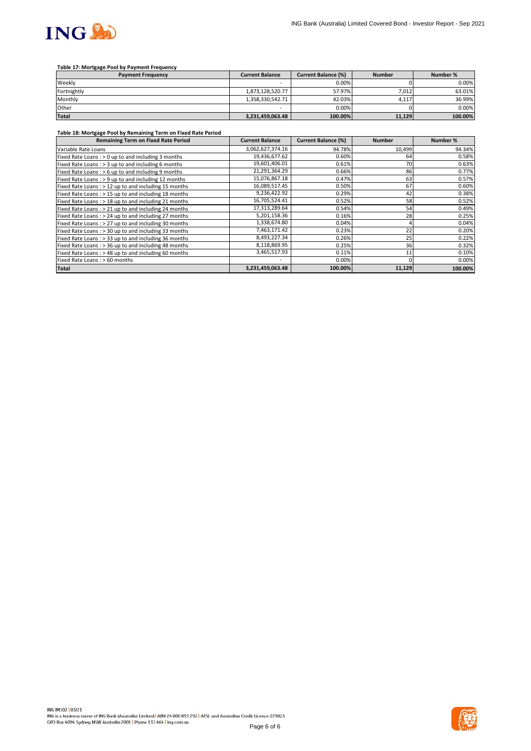**Table 17: Mortgage Pool by Payment Frequency**

| Payment Frequency | Current Balance | Current Balance (%) | Number | Number % |
|---|---|---|---|---|
| Weekly | - | 0.00% | 0 | 0.00% |
| Fortnightly | 1,873,128,520.77 | 57.97% | 7,012 | 63.01% |
| Monthly | 1,358,330,542.71 | 42.03% | 4,117 | 36.99% |
| Other | - | 0.00% | 0 | 0.00% |
| **Total** | **3,231,459,063.48** | **100.00%** | **11,129** | **100.00%** |

**Table 18: Mortgage Pool by Remaining Term on Fixed Rate Period**

| Remaining Term on Fixed Rate Period | Current Balance | Current Balance (%) | Number | Number % |
|---|---|---|---|---|
| Variable Rate Loans | 3,062,627,374.16 | 94.78% | 10,499 | 94.34% |
| Fixed Rate Loans : > 0 up to and including 3 months | 19,436,677.62 | 0.60% | 64 | 0.58% |
| Fixed Rate Loans : > 3 up to and including 6 months | 19,601,406.01 | 0.61% | 70 | 0.63% |
| Fixed Rate Loans : > 6 up to and including 9 months | 21,291,364.29 | 0.66% | 86 | 0.77% |
| Fixed Rate Loans : > 9 up to and including 12 months | 15,076,867.18 | 0.47% | 63 | 0.57% |
| Fixed Rate Loans : > 12 up to and including 15 months | 16,089,517.45 | 0.50% | 67 | 0.60% |
| Fixed Rate Loans : > 15 up to and including 18 months | 9,236,422.92 | 0.29% | 42 | 0.38% |
| Fixed Rate Loans : > 18 up to and including 21 months | 16,705,524.41 | 0.52% | 58 | 0.52% |
| Fixed Rate Loans : > 21 up to and including 24 months | 17,313,289.64 | 0.54% | 54 | 0.49% |
| Fixed Rate Loans : > 24 up to and including 27 months | 5,201,158.36 | 0.16% | 28 | 0.25% |
| Fixed Rate Loans : > 27 up to and including 30 months | 1,338,674.80 | 0.04% | 4 | 0.04% |
| Fixed Rate Loans : > 30 up to and including 33 months | 7,463,171.42 | 0.23% | 22 | 0.20% |
| Fixed Rate Loans : > 33 up to and including 36 months | 8,493,227.34 | 0.26% | 25 | 0.22% |
| Fixed Rate Loans : > 36 up to and including 48 months | 8,118,869.95 | 0.25% | 36 | 0.32% |
| Fixed Rate Loans : > 48 up to and including 60 months | 3,465,517.93 | 0.11% | 11 | 0.10% |
| Fixed Rate Loans : > 60 months | - | 0.00% | 0 | 0.00% |
| **Total** | **3,231,459,063.48** | **100.00%** | **11,129** | **100.00%** |

ING IM102 | 03/21
ING is a business name of ING Bank (Australia) Limited | ABN 24 000 893 292 | AFSL and Australian Credit Licence 229823
GPO Box 4094 Sydney NSW Australia 2001 | Phone 133 464 | ing.com.au